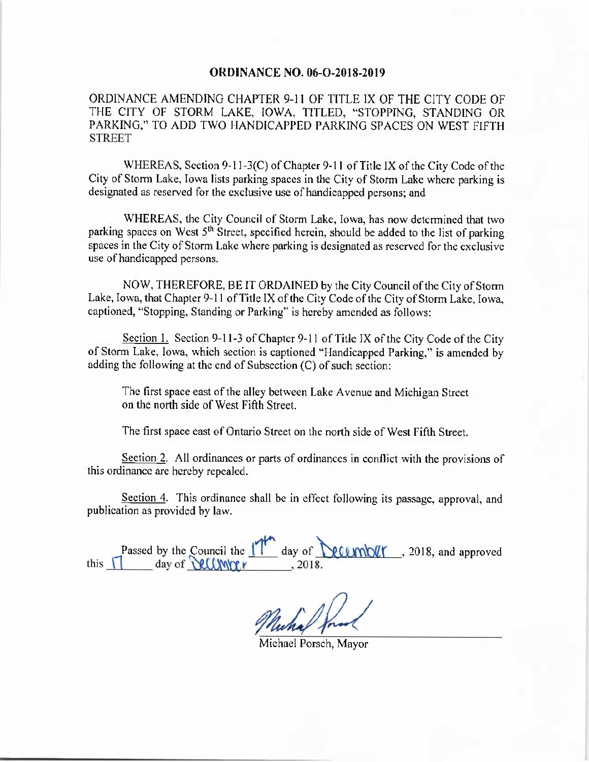# ORDINANCE NO. 06-O-2018-2019

ORDINANCE AMENDING CHAPTER 9-11 OF TITLE IX OF THE CITY CODE OF THE CITY OF STORM LAKE, IOWA, TITLED, "STOPPING, STANDING OR PARKING," TO ADD TWO HANDICAPPED PARKING SPACES ON WEST FIFTH STREET

WHEREAS, Section 9-11-3(C) of Chapter 9-11 of Title IX of the City Code of the City of Storm Lake, Iowa lists parking spaces in the City of Storm Lake where parking is designated as reserved for the exclusive use of handicapped persons; and

WHEREAS, the City Council of Storm Lake, Iowa, has now determined that two parking spaces on West 5th Street, specified herein, should be added to the list of parking spaces in the City of Storm Lake where parking is designated as reserved for the exclusive use of handicapped persons.

NOW, THEREFORE, BE IT ORDAINED by the City Council of the City of Storm Lake, Iowa, that Chapter 9-11 of Title IX of the City Code of the City of Storm Lake, Iowa, captioned, "Stopping, Standing or Parking" is hereby amended as follows:

Section 1. Section 9-11-3 of Chapter 9-11 of Title IX of the City Code of the City of Storm Lake, Iowa, which section is captioned "Handicapped Parking," is amended by adding the following at the end of Subsection (C) of such section:

> The first space east of the alley between Lake Avenue and Michigan Street on the north side of West Fifth Street.
>
> The first space east of Ontario Street on the north side of West Fifth Street.

Section 2. All ordinances or parts of ordinances in conflict with the provisions of this ordinance are hereby repealed.

Section 4. This ordinance shall be in effect following its passage, approval, and publication as provided by law.

Passed by the Council the 17th day of December, 2018, and approved this 17 day of December, 2018.

Michael Porsch, Mayor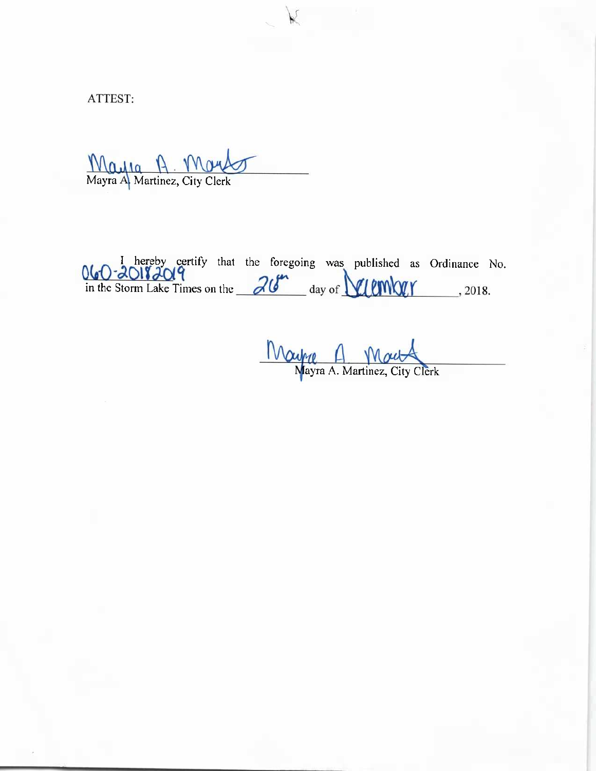ATTEST:

Mayra A. Martinez

Mayra A. Martinez, City Clerk

I hereby certify that the foregoing was published as Ordinance No. 060-20182019 in the Storm Lake Times on the 26th day of December, 2018.

Mayra A. Martinez

Mayra A. Martinez, City Clerk